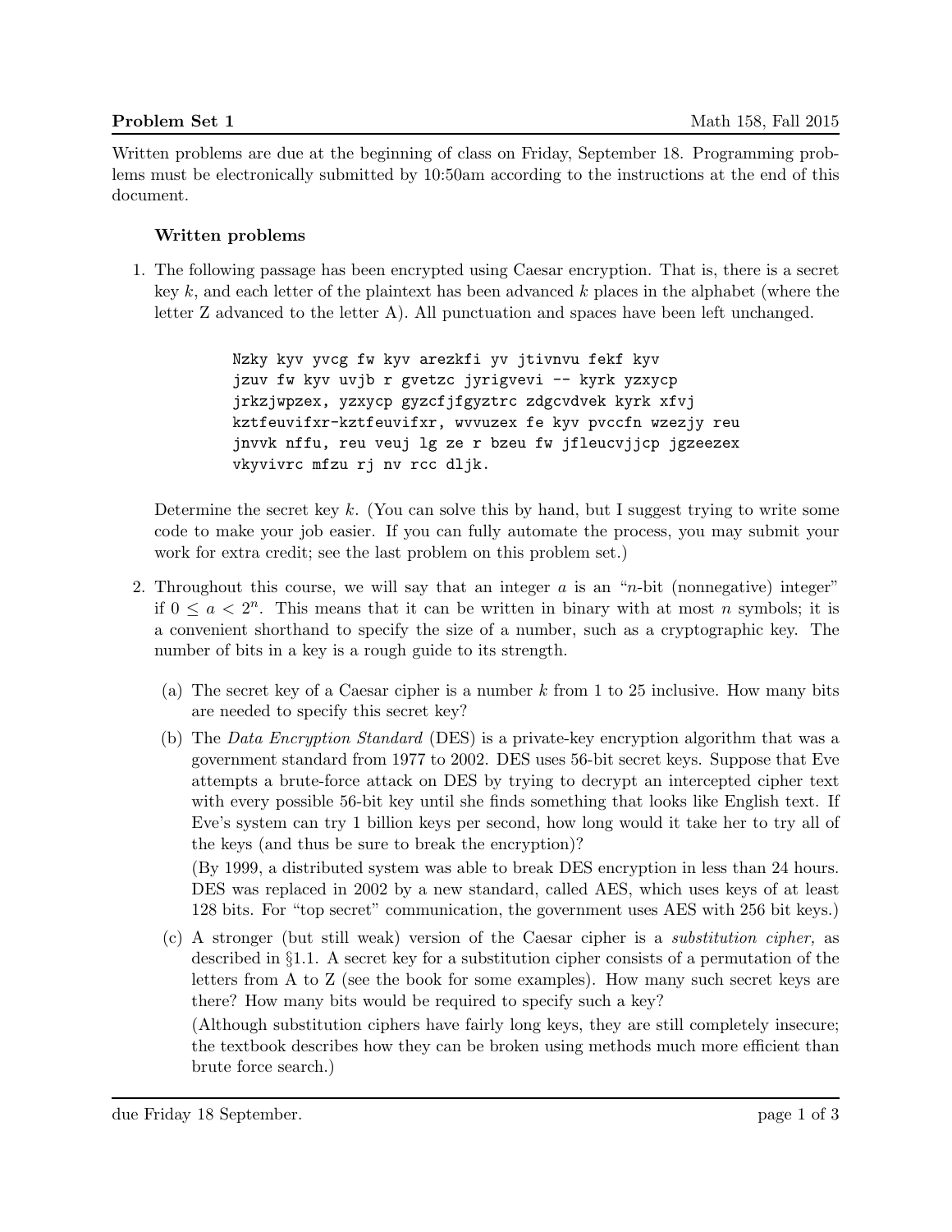**Problem Set 1** Math 158, Fall 2015

Written problems are due at the beginning of class on Friday, September 18. Programming problems must be electronically submitted by 10:50am according to the instructions at the end of this document.

### Written problems

1. The following passage has been encrypted using Caesar encryption. That is, there is a secret key $k$, and each letter of the plaintext has been advanced $k$ places in the alphabet (where the letter Z advanced to the letter A). All punctuation and spaces have been left unchanged.

```
Nzky kyv yvcg fw kyv arezkfi yv jtivnvu fekf kyv
jzuv fw kyv uvjb r gvetzc jyrigvevi -- kyrk yzxycp
jrkzjwpzex, yzxycp gyzcfjfgyztrc zdgcvdvek kyrk xfvj
kztfeuvifxr-kztfeuvifxr, wvvuzex fe kyv pvccfn wzezjy reu
jnvvk nffu, reu veuj lg ze r bzeu fw jfleucvjjcp jgzeezex
vkyvivrc mfzu rj nv rcc dljk.
```

Determine the secret key $k$. (You can solve this by hand, but I suggest trying to write some code to make your job easier. If you can fully automate the process, you may submit your work for extra credit; see the last problem on this problem set.)

2. Throughout this course, we will say that an integer $a$ is an "$n$-bit (nonnegative) integer" if $0 \le a < 2^n$. This means that it can be written in binary with at most $n$ symbols; it is a convenient shorthand to specify the size of a number, such as a cryptographic key. The number of bits in a key is a rough guide to its strength.

   (a) The secret key of a Caesar cipher is a number $k$ from 1 to 25 inclusive. How many bits are needed to specify this secret key?

   (b) The *Data Encryption Standard* (DES) is a private-key encryption algorithm that was a government standard from 1977 to 2002. DES uses 56-bit secret keys. Suppose that Eve attempts a brute-force attack on DES by trying to decrypt an intercepted cipher text with every possible 56-bit key until she finds something that looks like English text. If Eve's system can try 1 billion keys per second, how long would it take her to try all of the keys (and thus be sure to break the encryption)?

   (By 1999, a distributed system was able to break DES encryption in less than 24 hours. DES was replaced in 2002 by a new standard, called AES, which uses keys of at least 128 bits. For "top secret" communication, the government uses AES with 256 bit keys.)

   (c) A stronger (but still weak) version of the Caesar cipher is a *substitution cipher,* as described in §1.1. A secret key for a substitution cipher consists of a permutation of the letters from A to Z (see the book for some examples). How many such secret keys are there? How many bits would be required to specify such a key?

   (Although substitution ciphers have fairly long keys, they are still completely insecure; the textbook describes how they can be broken using methods much more efficient than brute force search.)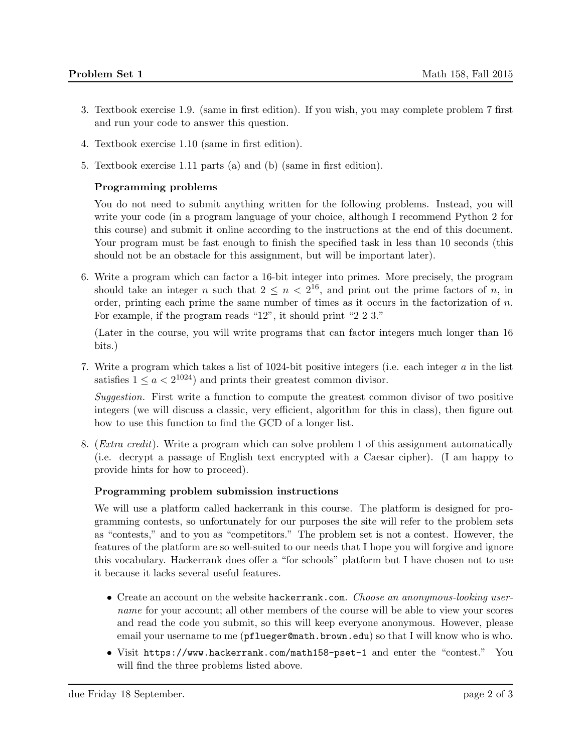3. Textbook exercise 1.9. (same in first edition). If you wish, you may complete problem 7 first and run your code to answer this question.

4. Textbook exercise 1.10 (same in first edition).

5. Textbook exercise 1.11 parts (a) and (b) (same in first edition).

### Programming problems

You do not need to submit anything written for the following problems. Instead, you will write your code (in a program language of your choice, although I recommend Python 2 for this course) and submit it online according to the instructions at the end of this document. Your program must be fast enough to finish the specified task in less than 10 seconds (this should not be an obstacle for this assignment, but will be important later).

6. Write a program which can factor a 16-bit integer into primes. More precisely, the program should take an integer $n$ such that $2 \leq n < 2^{16}$, and print out the prime factors of $n$, in order, printing each prime the same number of times as it occurs in the factorization of $n$. For example, if the program reads "12", it should print "2 2 3."

   (Later in the course, you will write programs that can factor integers much longer than 16 bits.)

7. Write a program which takes a list of 1024-bit positive integers (i.e. each integer $a$ in the list satisfies $1 \leq a < 2^{1024}$) and prints their greatest common divisor.

   *Suggestion.* First write a function to compute the greatest common divisor of two positive integers (we will discuss a classic, very efficient, algorithm for this in class), then figure out how to use this function to find the GCD of a longer list.

8. (*Extra credit*). Write a program which can solve problem 1 of this assignment automatically (i.e. decrypt a passage of English text encrypted with a Caesar cipher). (I am happy to provide hints for how to proceed).

### Programming problem submission instructions

We will use a platform called hackerrank in this course. The platform is designed for programming contests, so unfortunately for our purposes the site will refer to the problem sets as "contests," and to you as "competitors." The problem set is not a contest. However, the features of the platform are so well-suited to our needs that I hope you will forgive and ignore this vocabulary. Hackerrank does offer a "for schools" platform but I have chosen not to use it because it lacks several useful features.

- Create an account on the website `hackerrank.com`. *Choose an anonymous-looking username* for your account; all other members of the course will be able to view your scores and read the code you submit, so this will keep everyone anonymous. However, please email your username to me (`pflueger@math.brown.edu`) so that I will know who is who.
- Visit `https://www.hackerrank.com/math158-pset-1` and enter the "contest." You will find the three problems listed above.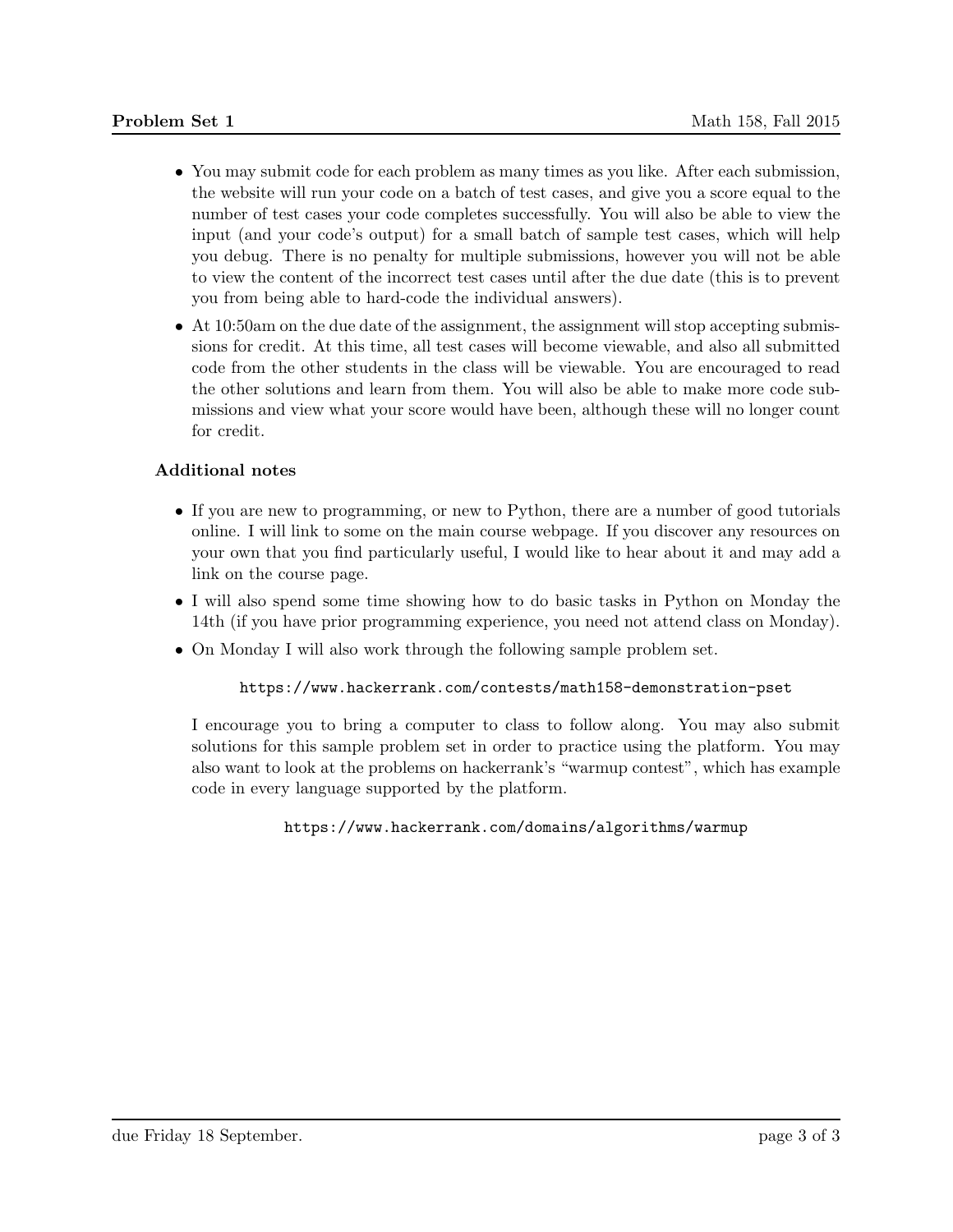- You may submit code for each problem as many times as you like. After each submission, the website will run your code on a batch of test cases, and give you a score equal to the number of test cases your code completes successfully. You will also be able to view the input (and your code's output) for a small batch of sample test cases, which will help you debug. There is no penalty for multiple submissions, however you will not be able to view the content of the incorrect test cases until after the due date (this is to prevent you from being able to hard-code the individual answers).
- At 10:50am on the due date of the assignment, the assignment will stop accepting submissions for credit. At this time, all test cases will become viewable, and also all submitted code from the other students in the class will be viewable. You are encouraged to read the other solutions and learn from them. You will also be able to make more code submissions and view what your score would have been, although these will no longer count for credit.

### Additional notes

- If you are new to programming, or new to Python, there are a number of good tutorials online. I will link to some on the main course webpage. If you discover any resources on your own that you find particularly useful, I would like to hear about it and may add a link on the course page.
- I will also spend some time showing how to do basic tasks in Python on Monday the 14th (if you have prior programming experience, you need not attend class on Monday).
- On Monday I will also work through the following sample problem set.

  `https://www.hackerrank.com/contests/math158-demonstration-pset`

  I encourage you to bring a computer to class to follow along. You may also submit solutions for this sample problem set in order to practice using the platform. You may also want to look at the problems on hackerrank's "warmup contest", which has example code in every language supported by the platform.

  `https://www.hackerrank.com/domains/algorithms/warmup`